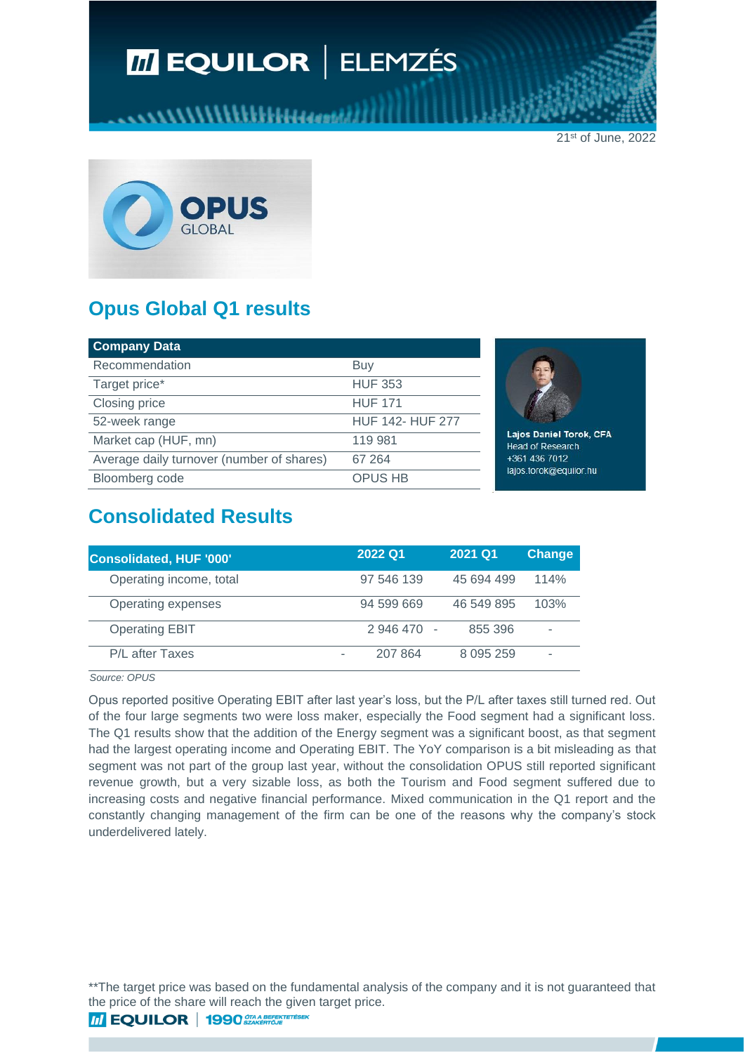21st of June, 2022

# Opus Global Q1 results

| Company Data | |
|---|---|
| Recommendation | Buy |
| Target price* | HUF 353 |
| Closing price | HUF 171 |
| 52-week range | HUF 142- HUF 277 |
| Market cap (HUF, mn) | 119 981 |
| Average daily turnover (number of shares) | 67 264 |
| Bloomberg code | OPUS HB |

**Lajos Daniel Torok, CFA**
Head of Research
+361 436 7012
lajos.torok@equilor.hu

## Consolidated Results

| Consolidated, HUF '000' | 2022 Q1 | 2021 Q1 | Change |
|---|---|---|---|
| Operating income, total | 97 546 139 | 45 694 499 | 114% |
| Operating expenses | 94 599 669 | 46 549 895 | 103% |
| Operating EBIT | 2 946 470 | - 855 396 | - |
| P/L after Taxes | - 207 864 | 8 095 259 | - |

*Source: OPUS*

Opus reported positive Operating EBIT after last year's loss, but the P/L after taxes still turned red. Out of the four large segments two were loss maker, especially the Food segment had a significant loss. The Q1 results show that the addition of the Energy segment was a significant boost, as that segment had the largest operating income and Operating EBIT. The YoY comparison is a bit misleading as that segment was not part of the group last year, without the consolidation OPUS still reported significant revenue growth, but a very sizable loss, as both the Tourism and Food segment suffered due to increasing costs and negative financial performance. Mixed communication in the Q1 report and the constantly changing management of the firm can be one of the reasons why the company's stock underdelivered lately.

**The target price was based on the fundamental analysis of the company and it is not guaranteed that the price of the share will reach the given target price.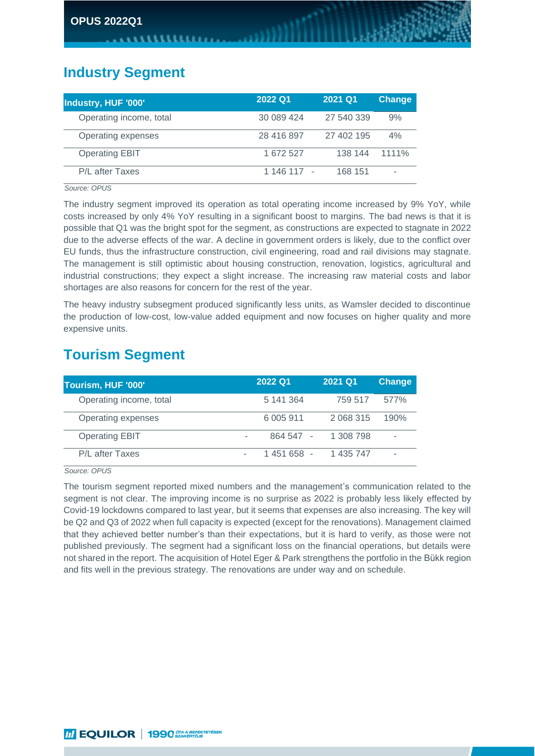## Industry Segment

| Industry, HUF '000' | 2022 Q1 | 2021 Q1 | Change |
|---|---|---|---|
| Operating income, total | 30 089 424 | 27 540 339 | 9% |
| Operating expenses | 28 416 897 | 27 402 195 | 4% |
| Operating EBIT | 1 672 527 | 138 144 | 1111% |
| P/L after Taxes | 1 146 117 | -168 151 | - |

*Source: OPUS*

The industry segment improved its operation as total operating income increased by 9% YoY, while costs increased by only 4% YoY resulting in a significant boost to margins. The bad news is that it is possible that Q1 was the bright spot for the segment, as constructions are expected to stagnate in 2022 due to the adverse effects of the war. A decline in government orders is likely, due to the conflict over EU funds, thus the infrastructure construction, civil engineering, road and rail divisions may stagnate. The management is still optimistic about housing construction, renovation, logistics, agricultural and industrial constructions; they expect a slight increase. The increasing raw material costs and labor shortages are also reasons for concern for the rest of the year.

The heavy industry subsegment produced significantly less units, as Wamsler decided to discontinue the production of low-cost, low-value added equipment and now focuses on higher quality and more expensive units.

## Tourism Segment

| Tourism, HUF '000' | 2022 Q1 | 2021 Q1 | Change |
|---|---|---|---|
| Operating income, total | 5 141 364 | 759 517 | 577% |
| Operating expenses | 6 005 911 | 2 068 315 | 190% |
| Operating EBIT | -864 547 | -1 308 798 | - |
| P/L after Taxes | -1 451 658 | -1 435 747 | - |

*Source: OPUS*

The tourism segment reported mixed numbers and the management's communication related to the segment is not clear. The improving income is no surprise as 2022 is probably less likely effected by Covid-19 lockdowns compared to last year, but it seems that expenses are also increasing. The key will be Q2 and Q3 of 2022 when full capacity is expected (except for the renovations). Management claimed that they achieved better number's than their expectations, but it is hard to verify, as those were not published previously. The segment had a significant loss on the financial operations, but details were not shared in the report. The acquisition of Hotel Eger & Park strengthens the portfolio in the Bükk region and fits well in the previous strategy. The renovations are under way and on schedule.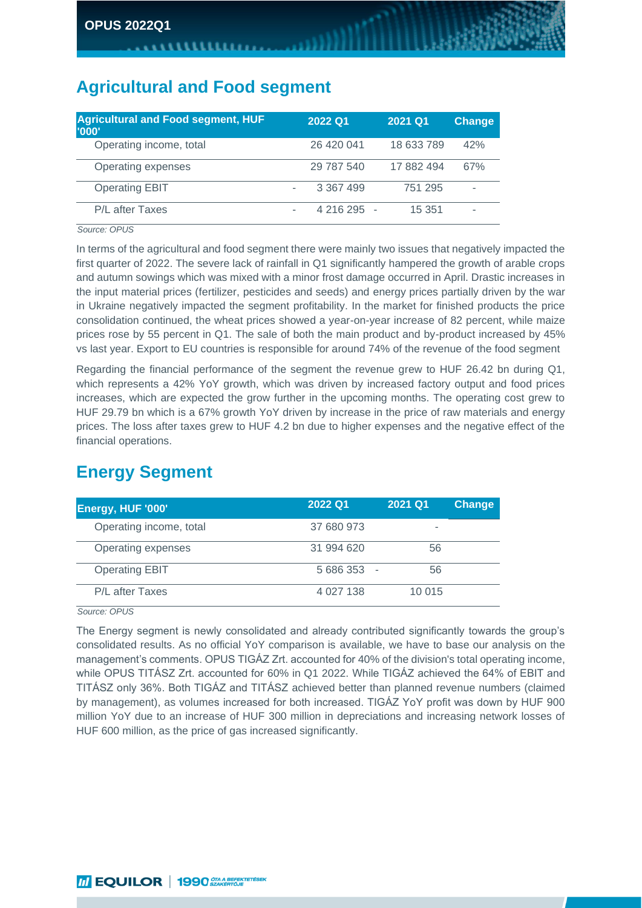## Agricultural and Food segment

| Agricultural and Food segment, HUF '000' | 2022 Q1 | 2021 Q1 | Change |
|---|---|---|---|
| Operating income, total | 26 420 041 | 18 633 789 | 42% |
| Operating expenses | 29 787 540 | 17 882 494 | 67% |
| Operating EBIT | - 3 367 499 | 751 295 | - |
| P/L after Taxes | - 4 216 295 | - 15 351 | - |

*Source: OPUS*

In terms of the agricultural and food segment there were mainly two issues that negatively impacted the first quarter of 2022. The severe lack of rainfall in Q1 significantly hampered the growth of arable crops and autumn sowings which was mixed with a minor frost damage occurred in April. Drastic increases in the input material prices (fertilizer, pesticides and seeds) and energy prices partially driven by the war in Ukraine negatively impacted the segment profitability. In the market for finished products the price consolidation continued, the wheat prices showed a year-on-year increase of 82 percent, while maize prices rose by 55 percent in Q1. The sale of both the main product and by-product increased by 45% vs last year. Export to EU countries is responsible for around 74% of the revenue of the food segment

Regarding the financial performance of the segment the revenue grew to HUF 26.42 bn during Q1, which represents a 42% YoY growth, which was driven by increased factory output and food prices increases, which are expected the grow further in the upcoming months. The operating cost grew to HUF 29.79 bn which is a 67% growth YoY driven by increase in the price of raw materials and energy prices. The loss after taxes grew to HUF 4.2 bn due to higher expenses and the negative effect of the financial operations.

## Energy Segment

| Energy, HUF '000' | 2022 Q1 | 2021 Q1 | Change |
|---|---|---|---|
| Operating income, total | 37 680 973 | - | |
| Operating expenses | 31 994 620 | 56 | |
| Operating EBIT | 5 686 353 | - 56 | |
| P/L after Taxes | 4 027 138 | 10 015 | |

*Source: OPUS*

The Energy segment is newly consolidated and already contributed significantly towards the group's consolidated results. As no official YoY comparison is available, we have to base our analysis on the management's comments. OPUS TIGÁZ Zrt. accounted for 40% of the division's total operating income, while OPUS TITÁSZ Zrt. accounted for 60% in Q1 2022. While TIGÁZ achieved the 64% of EBIT and TITÁSZ only 36%. Both TIGÁZ and TITÁSZ achieved better than planned revenue numbers (claimed by management), as volumes increased for both increased. TIGÁZ YoY profit was down by HUF 900 million YoY due to an increase of HUF 300 million in depreciations and increasing network losses of HUF 600 million, as the price of gas increased significantly.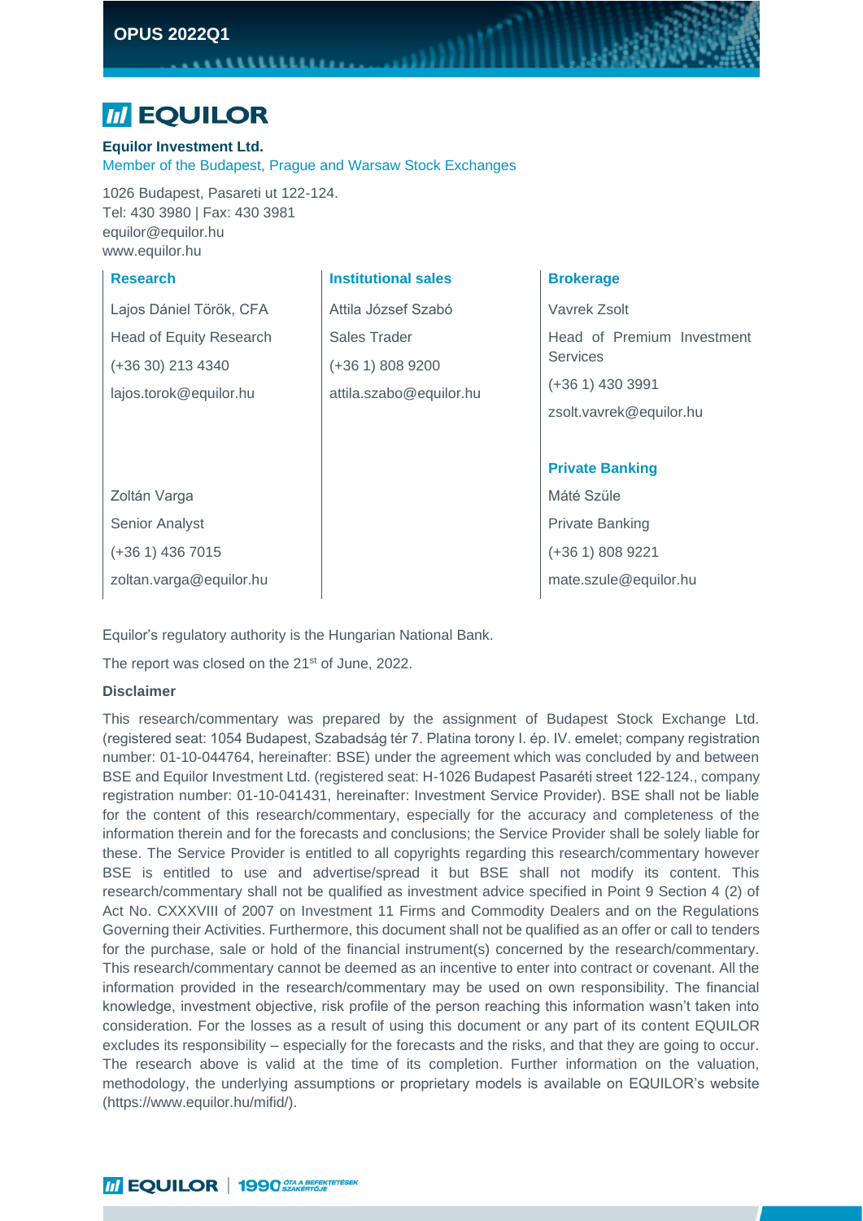# EQUILOR

**Equilor Investment Ltd.**

Member of the Budapest, Prague and Warsaw Stock Exchanges

1026 Budapest, Pasareti ut 122-124.
Tel: 430 3980 | Fax: 430 3981
equilor@equilor.hu
www.equilor.hu

**Research**

Lajos Dániel Török, CFA
Head of Equity Research
(+36 30) 213 4340
lajos.torok@equilor.hu

Zoltán Varga
Senior Analyst
(+36 1) 436 7015
zoltan.varga@equilor.hu

**Institutional sales**

Attila József Szabó
Sales Trader
(+36 1) 808 9200
attila.szabo@equilor.hu

**Brokerage**

Vavrek Zsolt
Head of Premium Investment Services
(+36 1) 430 3991
zsolt.vavrek@equilor.hu

**Private Banking**

Máté Szüle
Private Banking
(+36 1) 808 9221
mate.szule@equilor.hu

Equilor's regulatory authority is the Hungarian National Bank.

The report was closed on the 21st of June, 2022.

**Disclaimer**

This research/commentary was prepared by the assignment of Budapest Stock Exchange Ltd. (registered seat: 1054 Budapest, Szabadság tér 7. Platina torony I. ép. IV. emelet; company registration number: 01-10-044764, hereinafter: BSE) under the agreement which was concluded by and between BSE and Equilor Investment Ltd. (registered seat: H-1026 Budapest Pasaréti street 122-124., company registration number: 01-10-041431, hereinafter: Investment Service Provider). BSE shall not be liable for the content of this research/commentary, especially for the accuracy and completeness of the information therein and for the forecasts and conclusions; the Service Provider shall be solely liable for these. The Service Provider is entitled to all copyrights regarding this research/commentary however BSE is entitled to use and advertise/spread it but BSE shall not modify its content. This research/commentary shall not be qualified as investment advice specified in Point 9 Section 4 (2) of Act No. CXXXVIII of 2007 on Investment 11 Firms and Commodity Dealers and on the Regulations Governing their Activities. Furthermore, this document shall not be qualified as an offer or call to tenders for the purchase, sale or hold of the financial instrument(s) concerned by the research/commentary. This research/commentary cannot be deemed as an incentive to enter into contract or covenant. All the information provided in the research/commentary may be used on own responsibility. The financial knowledge, investment objective, risk profile of the person reaching this information wasn't taken into consideration. For the losses as a result of using this document or any part of its content EQUILOR excludes its responsibility – especially for the forecasts and the risks, and that they are going to occur. The research above is valid at the time of its completion. Further information on the valuation, methodology, the underlying assumptions or proprietary models is available on EQUILOR's website (https://www.equilor.hu/mifid/).